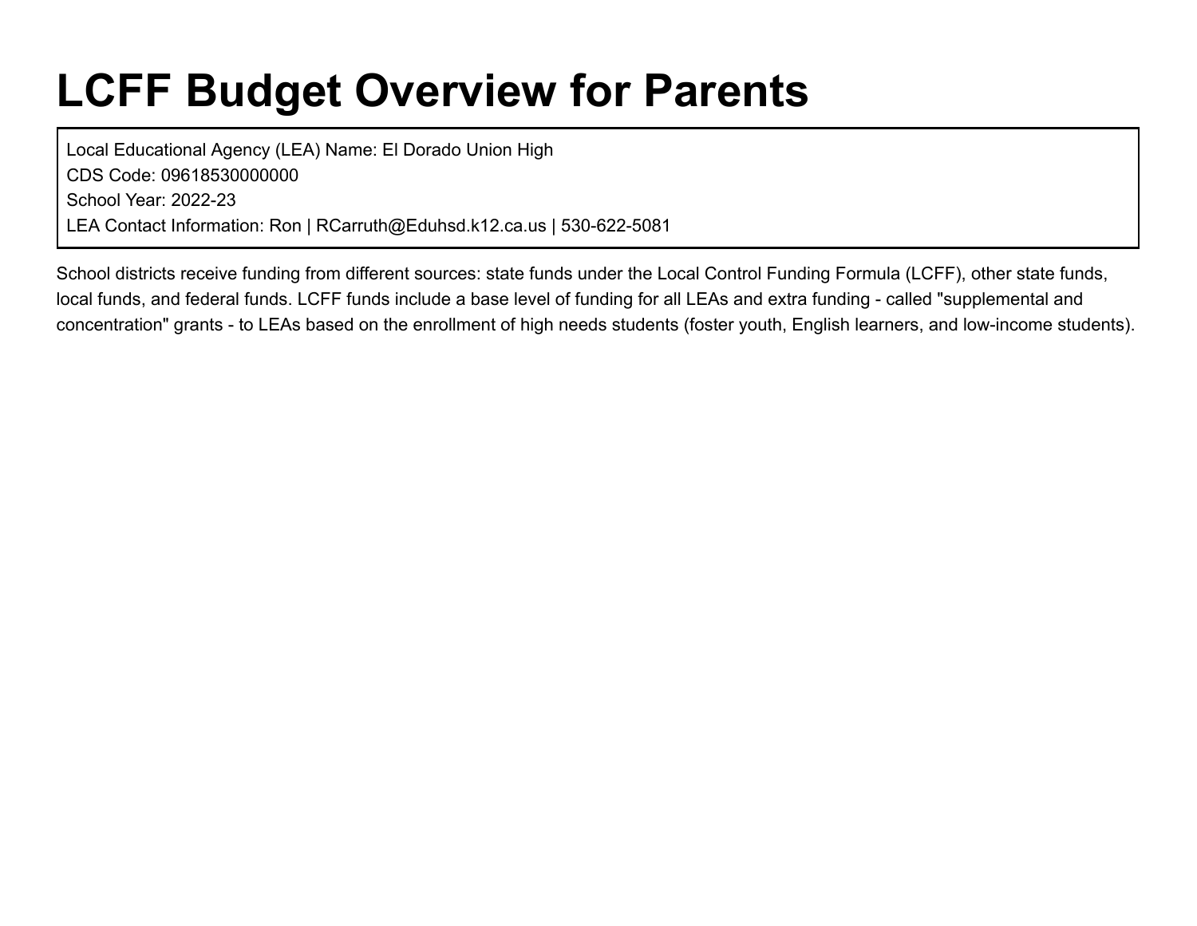# LCFF Budget Overview for Parents

Local Educational Agency (LEA) Name: El Dorado Union High
CDS Code: 09618530000000
School Year: 2022-23
LEA Contact Information: Ron | RCarruth@Eduhsd.k12.ca.us | 530-622-5081

School districts receive funding from different sources: state funds under the Local Control Funding Formula (LCFF), other state funds, local funds, and federal funds. LCFF funds include a base level of funding for all LEAs and extra funding - called "supplemental and concentration" grants - to LEAs based on the enrollment of high needs students (foster youth, English learners, and low-income students).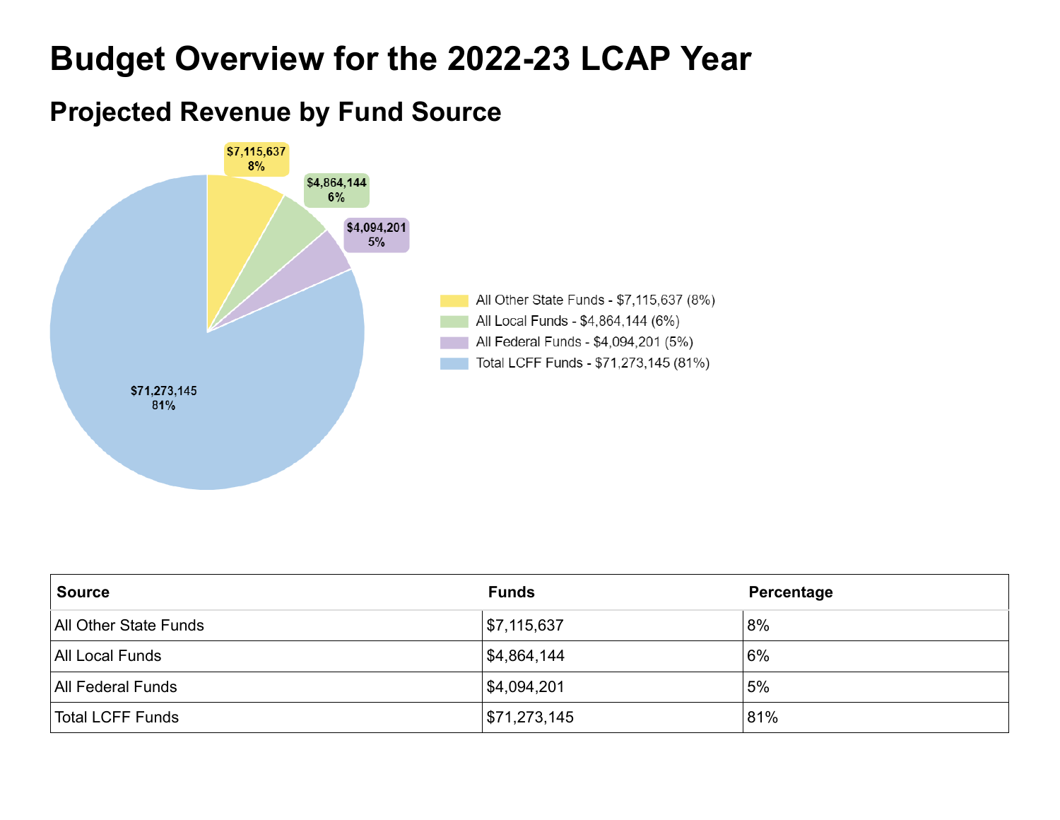# Budget Overview for the 2022-23 LCAP Year

## Projected Revenue by Fund Source

| Source | Funds | Percentage |
| --- | --- | --- |
| All Other State Funds | $7,115,637 | 8% |
| All Local Funds | $4,864,144 | 6% |
| All Federal Funds | $4,094,201 | 5% |
| Total LCFF Funds | $71,273,145 | 81% |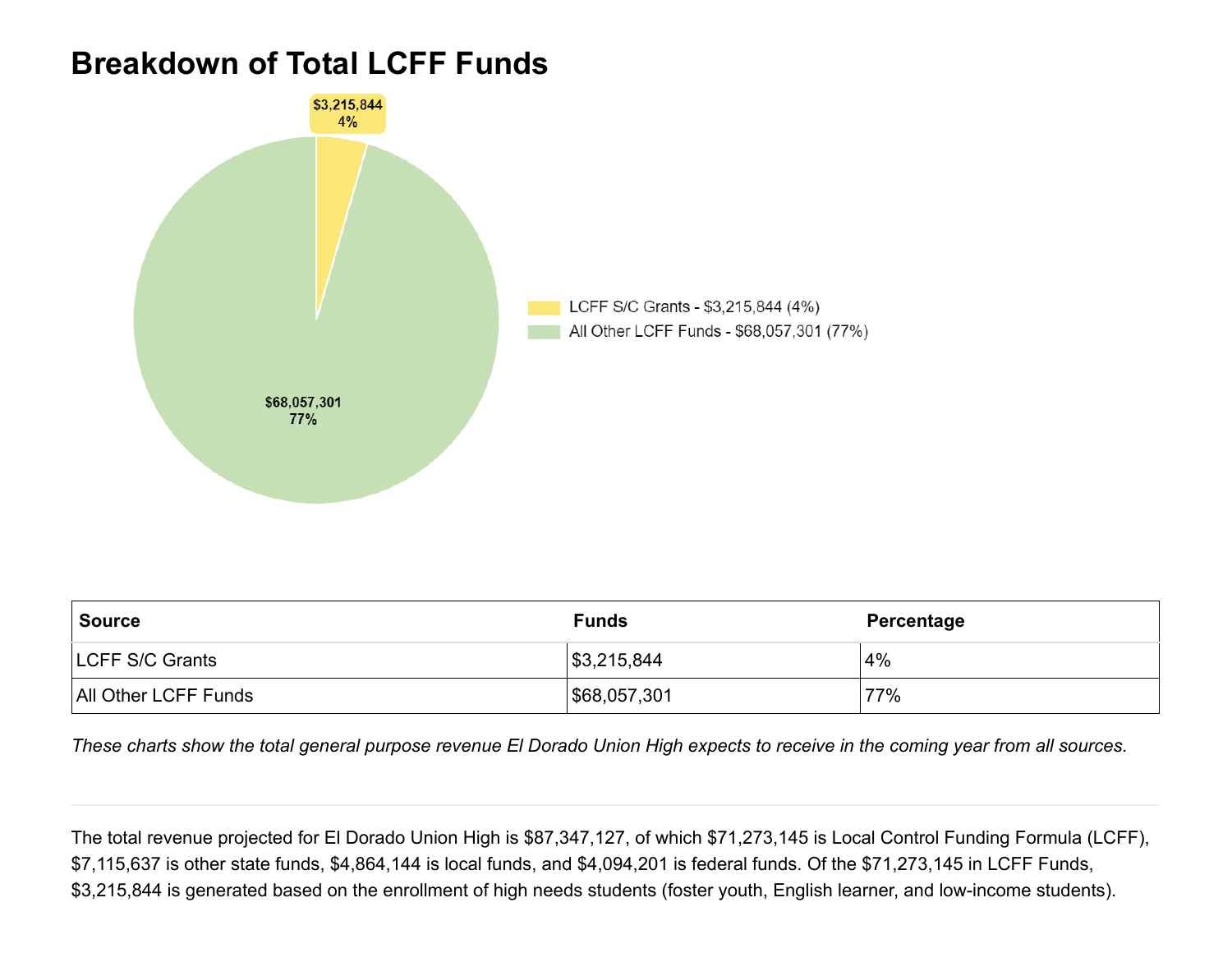# Breakdown of Total LCFF Funds

| Source | Funds | Percentage |
| --- | --- | --- |
| LCFF S/C Grants | $3,215,844 | 4% |
| All Other LCFF Funds | $68,057,301 | 77% |

*These charts show the total general purpose revenue El Dorado Union High expects to receive in the coming year from all sources.*

---

The total revenue projected for El Dorado Union High is $87,347,127, of which $71,273,145 is Local Control Funding Formula (LCFF), $7,115,637 is other state funds, $4,864,144 is local funds, and $4,094,201 is federal funds. Of the $71,273,145 in LCFF Funds, $3,215,844 is generated based on the enrollment of high needs students (foster youth, English learner, and low-income students).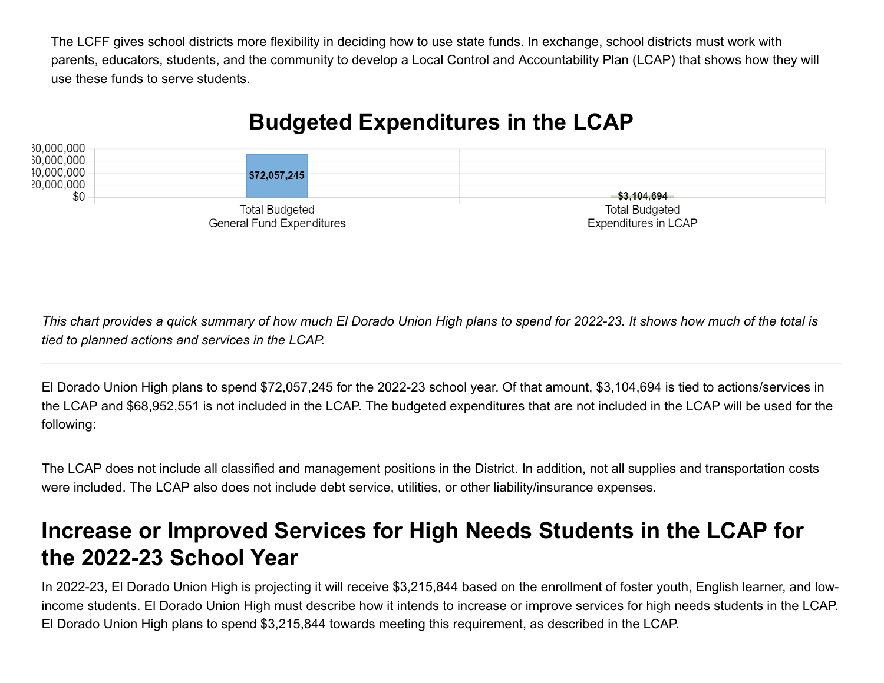The LCFF gives school districts more flexibility in deciding how to use state funds. In exchange, school districts must work with parents, educators, students, and the community to develop a Local Control and Accountability Plan (LCAP) that shows how they will use these funds to serve students.

## Budgeted Expenditures in the LCAP

| | Amount |
|---|---|
| Total Budgeted General Fund Expenditures | $72,057,245 |
| Total Budgeted Expenditures in LCAP | $3,104,694 |

*This chart provides a quick summary of how much El Dorado Union High plans to spend for 2022-23. It shows how much of the total is tied to planned actions and services in the LCAP.*

---

El Dorado Union High plans to spend $72,057,245 for the 2022-23 school year. Of that amount, $3,104,694 is tied to actions/services in the LCAP and $68,952,551 is not included in the LCAP. The budgeted expenditures that are not included in the LCAP will be used for the following:

The LCAP does not include all classified and management positions in the District. In addition, not all supplies and transportation costs were included. The LCAP also does not include debt service, utilities, or other liability/insurance expenses.

## Increase or Improved Services for High Needs Students in the LCAP for the 2022-23 School Year

In 2022-23, El Dorado Union High is projecting it will receive $3,215,844 based on the enrollment of foster youth, English learner, and low-income students. El Dorado Union High must describe how it intends to increase or improve services for high needs students in the LCAP. El Dorado Union High plans to spend $3,215,844 towards meeting this requirement, as described in the LCAP.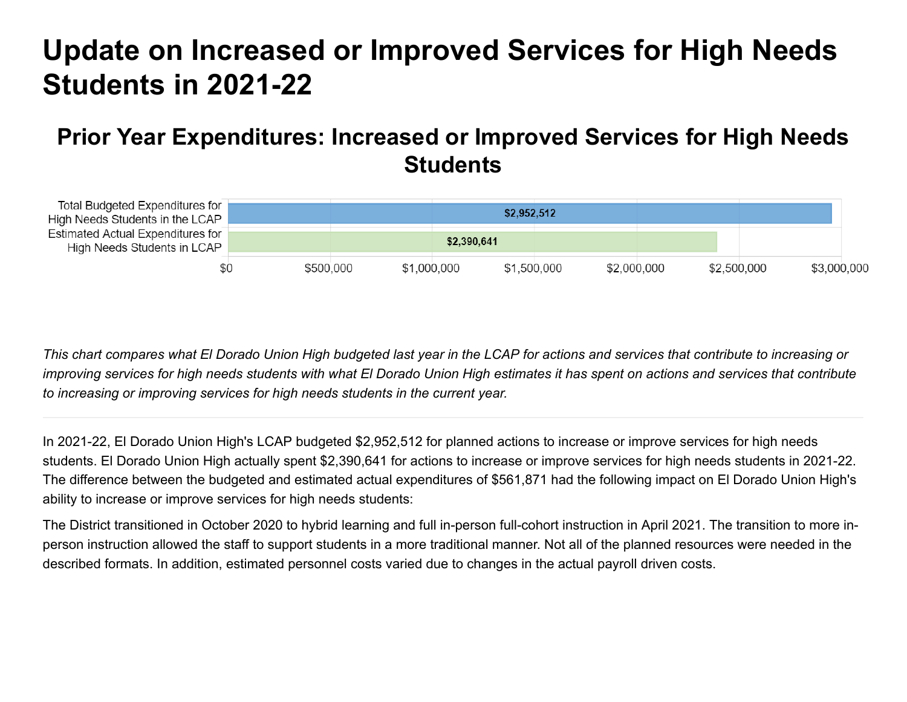# Update on Increased or Improved Services for High Needs Students in 2021-22

## Prior Year Expenditures: Increased or Improved Services for High Needs Students

| | Amount |
|---|---|
| Total Budgeted Expenditures for High Needs Students in the LCAP | $2,952,512 |
| Estimated Actual Expenditures for High Needs Students in LCAP | $2,390,641 |

*This chart compares what El Dorado Union High budgeted last year in the LCAP for actions and services that contribute to increasing or improving services for high needs students with what El Dorado Union High estimates it has spent on actions and services that contribute to increasing or improving services for high needs students in the current year.*

---

In 2021-22, El Dorado Union High's LCAP budgeted $2,952,512 for planned actions to increase or improve services for high needs students. El Dorado Union High actually spent $2,390,641 for actions to increase or improve services for high needs students in 2021-22. The difference between the budgeted and estimated actual expenditures of $561,871 had the following impact on El Dorado Union High's ability to increase or improve services for high needs students:

The District transitioned in October 2020 to hybrid learning and full in-person full-cohort instruction in April 2021. The transition to more in-person instruction allowed the staff to support students in a more traditional manner. Not all of the planned resources were needed in the described formats. In addition, estimated personnel costs varied due to changes in the actual payroll driven costs.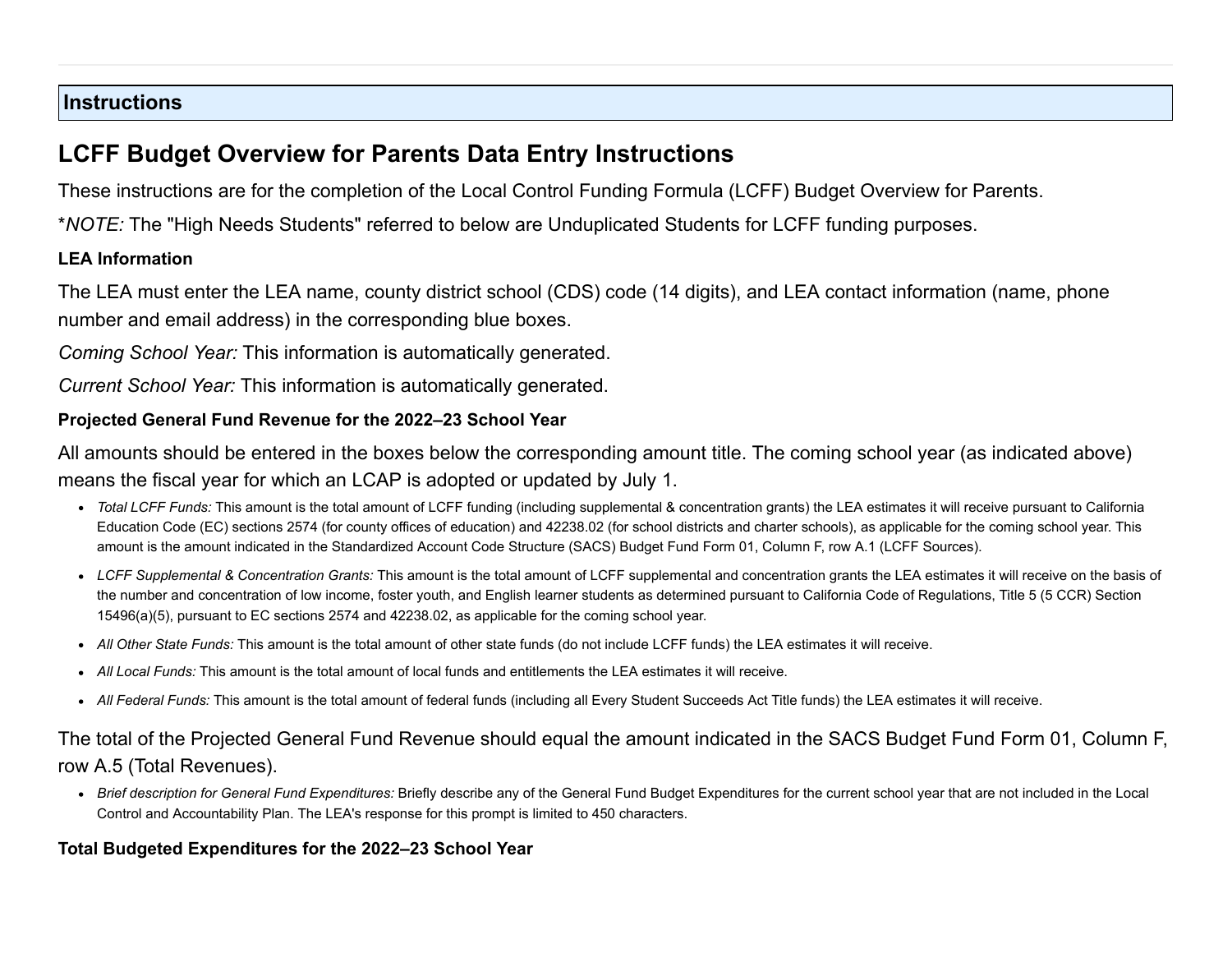## Instructions

# LCFF Budget Overview for Parents Data Entry Instructions

These instructions are for the completion of the Local Control Funding Formula (LCFF) Budget Overview for Parents.

*NOTE:* The "High Needs Students" referred to below are Unduplicated Students for LCFF funding purposes.

**LEA Information**

The LEA must enter the LEA name, county district school (CDS) code (14 digits), and LEA contact information (name, phone number and email address) in the corresponding blue boxes.

*Coming School Year:* This information is automatically generated.

*Current School Year:* This information is automatically generated.

**Projected General Fund Revenue for the 2022–23 School Year**

All amounts should be entered in the boxes below the corresponding amount title. The coming school year (as indicated above) means the fiscal year for which an LCAP is adopted or updated by July 1.

- *Total LCFF Funds:* This amount is the total amount of LCFF funding (including supplemental & concentration grants) the LEA estimates it will receive pursuant to California Education Code (EC) sections 2574 (for county offices of education) and 42238.02 (for school districts and charter schools), as applicable for the coming school year. This amount is the amount indicated in the Standardized Account Code Structure (SACS) Budget Fund Form 01, Column F, row A.1 (LCFF Sources).
- *LCFF Supplemental & Concentration Grants:* This amount is the total amount of LCFF supplemental and concentration grants the LEA estimates it will receive on the basis of the number and concentration of low income, foster youth, and English learner students as determined pursuant to California Code of Regulations, Title 5 (5 CCR) Section 15496(a)(5), pursuant to EC sections 2574 and 42238.02, as applicable for the coming school year.
- *All Other State Funds:* This amount is the total amount of other state funds (do not include LCFF funds) the LEA estimates it will receive.
- *All Local Funds:* This amount is the total amount of local funds and entitlements the LEA estimates it will receive.
- *All Federal Funds:* This amount is the total amount of federal funds (including all Every Student Succeeds Act Title funds) the LEA estimates it will receive.

The total of the Projected General Fund Revenue should equal the amount indicated in the SACS Budget Fund Form 01, Column F, row A.5 (Total Revenues).

- *Brief description for General Fund Expenditures:* Briefly describe any of the General Fund Budget Expenditures for the current school year that are not included in the Local Control and Accountability Plan. The LEA's response for this prompt is limited to 450 characters.

**Total Budgeted Expenditures for the 2022–23 School Year**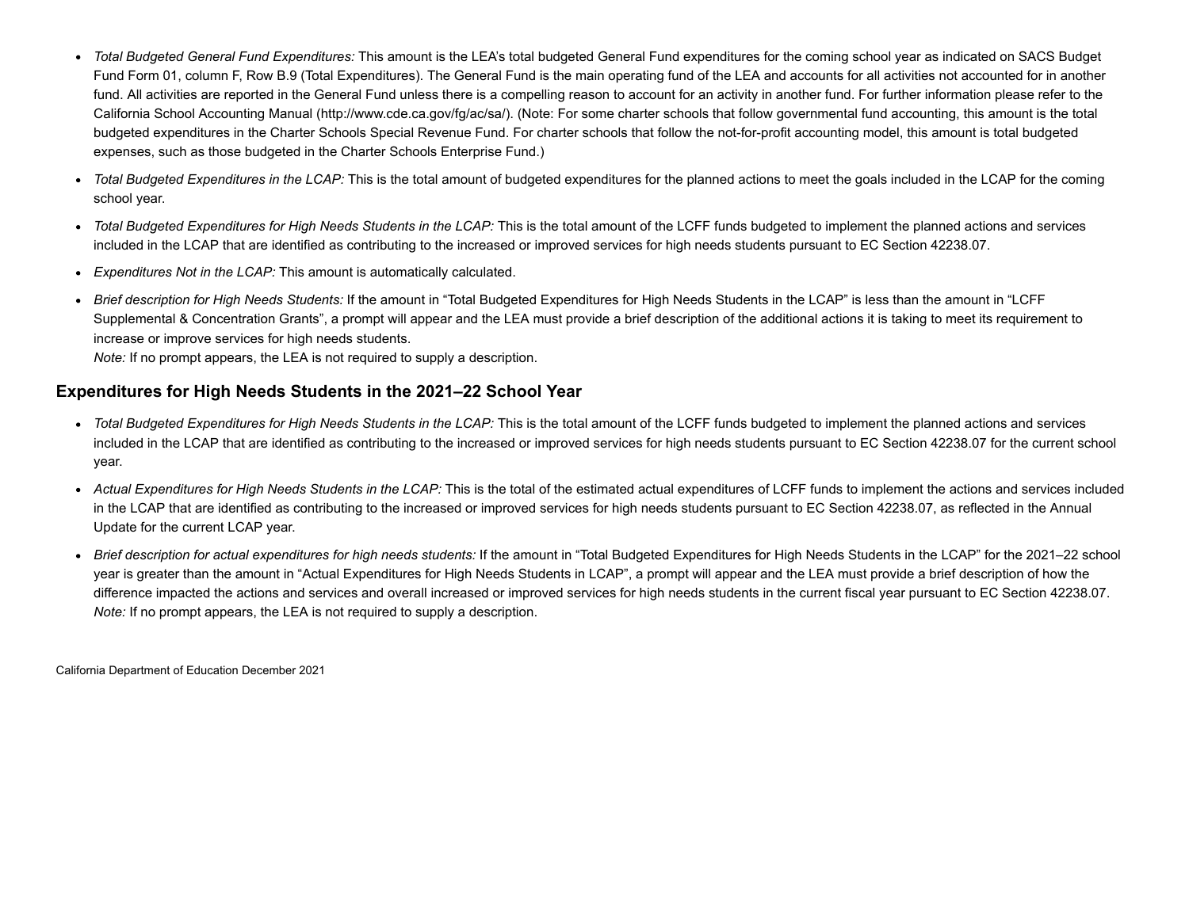- *Total Budgeted General Fund Expenditures:* This amount is the LEA's total budgeted General Fund expenditures for the coming school year as indicated on SACS Budget Fund Form 01, column F, Row B.9 (Total Expenditures). The General Fund is the main operating fund of the LEA and accounts for all activities not accounted for in another fund. All activities are reported in the General Fund unless there is a compelling reason to account for an activity in another fund. For further information please refer to the California School Accounting Manual (http://www.cde.ca.gov/fg/ac/sa/). (Note: For some charter schools that follow governmental fund accounting, this amount is the total budgeted expenditures in the Charter Schools Special Revenue Fund. For charter schools that follow the not-for-profit accounting model, this amount is total budgeted expenses, such as those budgeted in the Charter Schools Enterprise Fund.)
- *Total Budgeted Expenditures in the LCAP:* This is the total amount of budgeted expenditures for the planned actions to meet the goals included in the LCAP for the coming school year.
- *Total Budgeted Expenditures for High Needs Students in the LCAP:* This is the total amount of the LCFF funds budgeted to implement the planned actions and services included in the LCAP that are identified as contributing to the increased or improved services for high needs students pursuant to EC Section 42238.07.
- *Expenditures Not in the LCAP:* This amount is automatically calculated.
- *Brief description for High Needs Students:* If the amount in "Total Budgeted Expenditures for High Needs Students in the LCAP" is less than the amount in "LCFF Supplemental & Concentration Grants", a prompt will appear and the LEA must provide a brief description of the additional actions it is taking to meet its requirement to increase or improve services for high needs students.
  *Note:* If no prompt appears, the LEA is not required to supply a description.

## Expenditures for High Needs Students in the 2021–22 School Year

- *Total Budgeted Expenditures for High Needs Students in the LCAP:* This is the total amount of the LCFF funds budgeted to implement the planned actions and services included in the LCAP that are identified as contributing to the increased or improved services for high needs students pursuant to EC Section 42238.07 for the current school year.
- *Actual Expenditures for High Needs Students in the LCAP:* This is the total of the estimated actual expenditures of LCFF funds to implement the actions and services included in the LCAP that are identified as contributing to the increased or improved services for high needs students pursuant to EC Section 42238.07, as reflected in the Annual Update for the current LCAP year.
- *Brief description for actual expenditures for high needs students:* If the amount in "Total Budgeted Expenditures for High Needs Students in the LCAP" for the 2021–22 school year is greater than the amount in "Actual Expenditures for High Needs Students in LCAP", a prompt will appear and the LEA must provide a brief description of how the difference impacted the actions and services and overall increased or improved services for high needs students in the current fiscal year pursuant to EC Section 42238.07.
  *Note:* If no prompt appears, the LEA is not required to supply a description.

California Department of Education December 2021